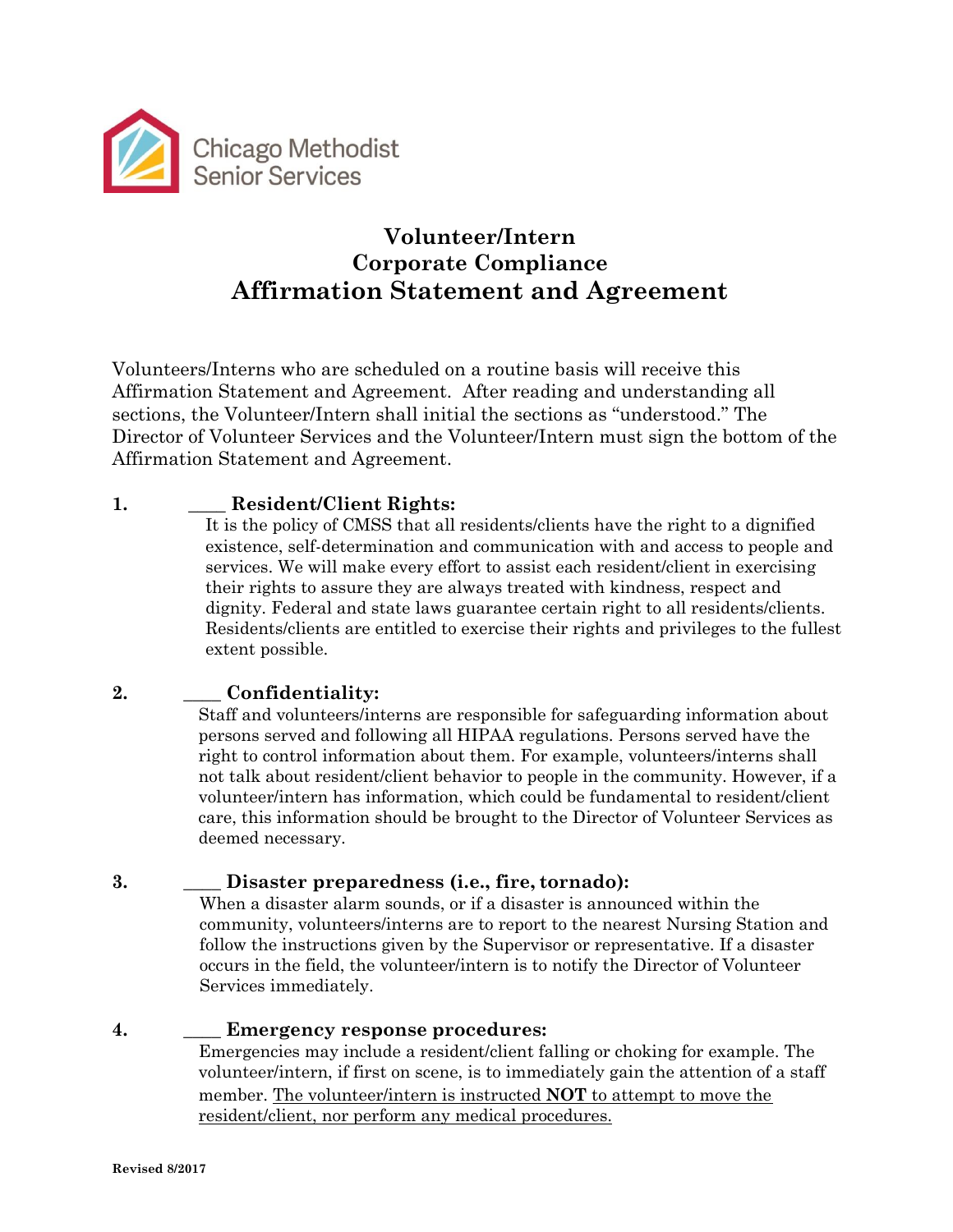Chicago Methodist Senior Services

# Volunteer/Intern
# Corporate Compliance
# Affirmation Statement and Agreement

Volunteers/Interns who are scheduled on a routine basis will receive this Affirmation Statement and Agreement. After reading and understanding all sections, the Volunteer/Intern shall initial the sections as "understood." The Director of Volunteer Services and the Volunteer/Intern must sign the bottom of the Affirmation Statement and Agreement.

**1.** ____ **Resident/Client Rights:**

It is the policy of CMSS that all residents/clients have the right to a dignified existence, self-determination and communication with and access to people and services. We will make every effort to assist each resident/client in exercising their rights to assure they are always treated with kindness, respect and dignity. Federal and state laws guarantee certain right to all residents/clients. Residents/clients are entitled to exercise their rights and privileges to the fullest extent possible.

**2.** ____ **Confidentiality:**

Staff and volunteers/interns are responsible for safeguarding information about persons served and following all HIPAA regulations. Persons served have the right to control information about them. For example, volunteers/interns shall not talk about resident/client behavior to people in the community. However, if a volunteer/intern has information, which could be fundamental to resident/client care, this information should be brought to the Director of Volunteer Services as deemed necessary.

**3.** ____ **Disaster preparedness (i.e., fire, tornado):**

When a disaster alarm sounds, or if a disaster is announced within the community, volunteers/interns are to report to the nearest Nursing Station and follow the instructions given by the Supervisor or representative. If a disaster occurs in the field, the volunteer/intern is to notify the Director of Volunteer Services immediately.

**4.** ____ **Emergency response procedures:**

Emergencies may include a resident/client falling or choking for example. The volunteer/intern, if first on scene, is to immediately gain the attention of a staff member. <u>The volunteer/intern is instructed **NOT** to attempt to move the resident/client, nor perform any medical procedures.</u>

Revised 8/2017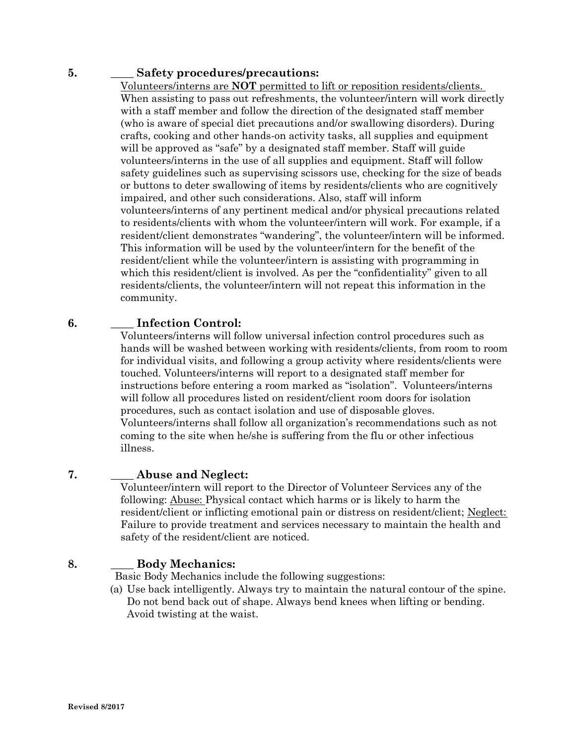**5. ____ Safety procedures/precautions:**

Volunteers/interns are **NOT** permitted to lift or reposition residents/clients. When assisting to pass out refreshments, the volunteer/intern will work directly with a staff member and follow the direction of the designated staff member (who is aware of special diet precautions and/or swallowing disorders). During crafts, cooking and other hands-on activity tasks, all supplies and equipment will be approved as "safe" by a designated staff member. Staff will guide volunteers/interns in the use of all supplies and equipment. Staff will follow safety guidelines such as supervising scissors use, checking for the size of beads or buttons to deter swallowing of items by residents/clients who are cognitively impaired, and other such considerations. Also, staff will inform volunteers/interns of any pertinent medical and/or physical precautions related to residents/clients with whom the volunteer/intern will work. For example, if a resident/client demonstrates "wandering", the volunteer/intern will be informed. This information will be used by the volunteer/intern for the benefit of the resident/client while the volunteer/intern is assisting with programming in which this resident/client is involved. As per the "confidentiality" given to all residents/clients, the volunteer/intern will not repeat this information in the community.

**6. ____ Infection Control:**

Volunteers/interns will follow universal infection control procedures such as hands will be washed between working with residents/clients, from room to room for individual visits, and following a group activity where residents/clients were touched. Volunteers/interns will report to a designated staff member for instructions before entering a room marked as "isolation". Volunteers/interns will follow all procedures listed on resident/client room doors for isolation procedures, such as contact isolation and use of disposable gloves. Volunteers/interns shall follow all organization's recommendations such as not coming to the site when he/she is suffering from the flu or other infectious illness.

**7. ____ Abuse and Neglect:**

Volunteer/intern will report to the Director of Volunteer Services any of the following: Abuse: Physical contact which harms or is likely to harm the resident/client or inflicting emotional pain or distress on resident/client; Neglect: Failure to provide treatment and services necessary to maintain the health and safety of the resident/client are noticed.

**8. ____ Body Mechanics:**

Basic Body Mechanics include the following suggestions:

(a) Use back intelligently. Always try to maintain the natural contour of the spine. Do not bend back out of shape. Always bend knees when lifting or bending. Avoid twisting at the waist.

**Revised 8/2017**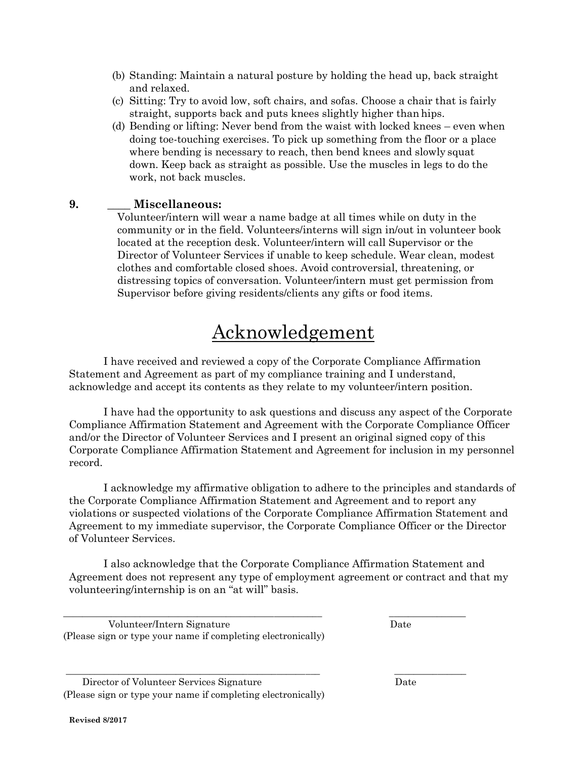(b) Standing: Maintain a natural posture by holding the head up, back straight and relaxed.

(c) Sitting: Try to avoid low, soft chairs, and sofas. Choose a chair that is fairly straight, supports back and puts knees slightly higher than hips.

(d) Bending or lifting: Never bend from the waist with locked knees – even when doing toe-touching exercises. To pick up something from the floor or a place where bending is necessary to reach, then bend knees and slowly squat down. Keep back as straight as possible. Use the muscles in legs to do the work, not back muscles.

**9. ____ Miscellaneous:**

Volunteer/intern will wear a name badge at all times while on duty in the community or in the field. Volunteers/interns will sign in/out in volunteer book located at the reception desk. Volunteer/intern will call Supervisor or the Director of Volunteer Services if unable to keep schedule. Wear clean, modest clothes and comfortable closed shoes. Avoid controversial, threatening, or distressing topics of conversation. Volunteer/intern must get permission from Supervisor before giving residents/clients any gifts or food items.

# Acknowledgement

I have received and reviewed a copy of the Corporate Compliance Affirmation Statement and Agreement as part of my compliance training and I understand, acknowledge and accept its contents as they relate to my volunteer/intern position.

I have had the opportunity to ask questions and discuss any aspect of the Corporate Compliance Affirmation Statement and Agreement with the Corporate Compliance Officer and/or the Director of Volunteer Services and I present an original signed copy of this Corporate Compliance Affirmation Statement and Agreement for inclusion in my personnel record.

I acknowledge my affirmative obligation to adhere to the principles and standards of the Corporate Compliance Affirmation Statement and Agreement and to report any violations or suspected violations of the Corporate Compliance Affirmation Statement and Agreement to my immediate supervisor, the Corporate Compliance Officer or the Director of Volunteer Services.

I also acknowledge that the Corporate Compliance Affirmation Statement and Agreement does not represent any type of employment agreement or contract and that my volunteering/internship is on an "at will" basis.

_______________________________________________ ______________

Volunteer/Intern Signature Date

(Please sign or type your name if completing electronically)

_______________________________________________ ______________

Director of Volunteer Services Signature Date

(Please sign or type your name if completing electronically)

**Revised 8/2017**